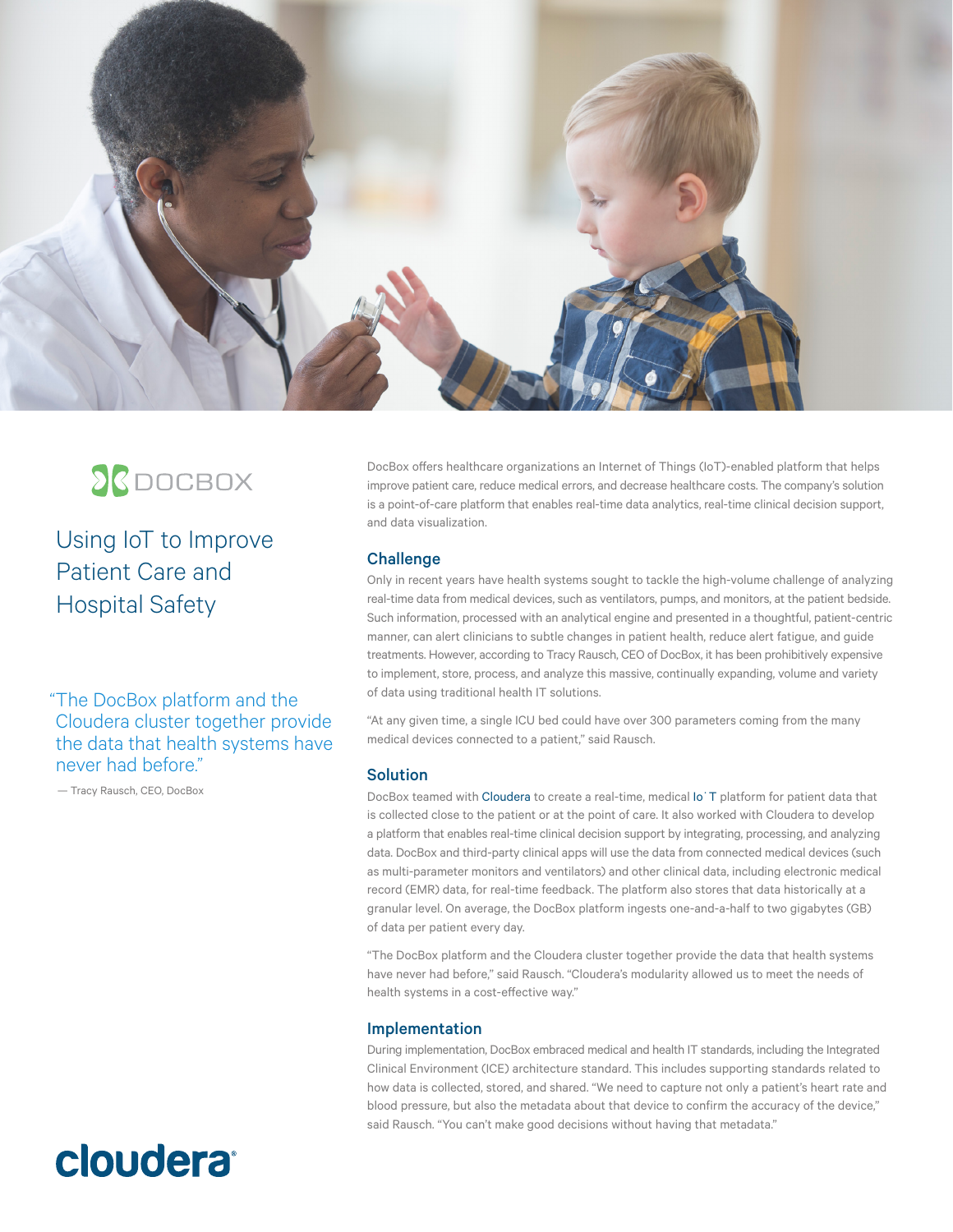DOCBOX

# Using IoT to Improve Patient Care and Hospital Safety

"The DocBox platform and the Cloudera cluster together provide the data that health systems have never had before."

— Tracy Rausch, CEO, DocBox

DocBox offers healthcare organizations an Internet of Things (IoT)-enabled platform that helps improve patient care, reduce medical errors, and decrease healthcare costs. The company's solution is a point-of-care platform that enables real-time data analytics, real-time clinical decision support, and data visualization.

## Challenge

Only in recent years have health systems sought to tackle the high-volume challenge of analyzing real-time data from medical devices, such as ventilators, pumps, and monitors, at the patient bedside. Such information, processed with an analytical engine and presented in a thoughtful, patient-centric manner, can alert clinicians to subtle changes in patient health, reduce alert fatigue, and guide treatments. However, according to Tracy Rausch, CEO of DocBox, it has been prohibitively expensive to implement, store, process, and analyze this massive, continually expanding, volume and variety of data using traditional health IT solutions.

"At any given time, a single ICU bed could have over 300 parameters coming from the many medical devices connected to a patient," said Rausch.

## Solution

DocBox teamed with Cloudera to create a real-time, medical IoT platform for patient data that is collected close to the patient or at the point of care. It also worked with Cloudera to develop a platform that enables real-time clinical decision support by integrating, processing, and analyzing data. DocBox and third-party clinical apps will use the data from connected medical devices (such as multi-parameter monitors and ventilators) and other clinical data, including electronic medical record (EMR) data, for real-time feedback. The platform also stores that data historically at a granular level. On average, the DocBox platform ingests one-and-a-half to two gigabytes (GB) of data per patient every day.

"The DocBox platform and the Cloudera cluster together provide the data that health systems have never had before," said Rausch. "Cloudera's modularity allowed us to meet the needs of health systems in a cost-effective way."

## Implementation

During implementation, DocBox embraced medical and health IT standards, including the Integrated Clinical Environment (ICE) architecture standard. This includes supporting standards related to how data is collected, stored, and shared. "We need to capture not only a patient's heart rate and blood pressure, but also the metadata about that device to confirm the accuracy of the device," said Rausch. "You can't make good decisions without having that metadata."

cloudera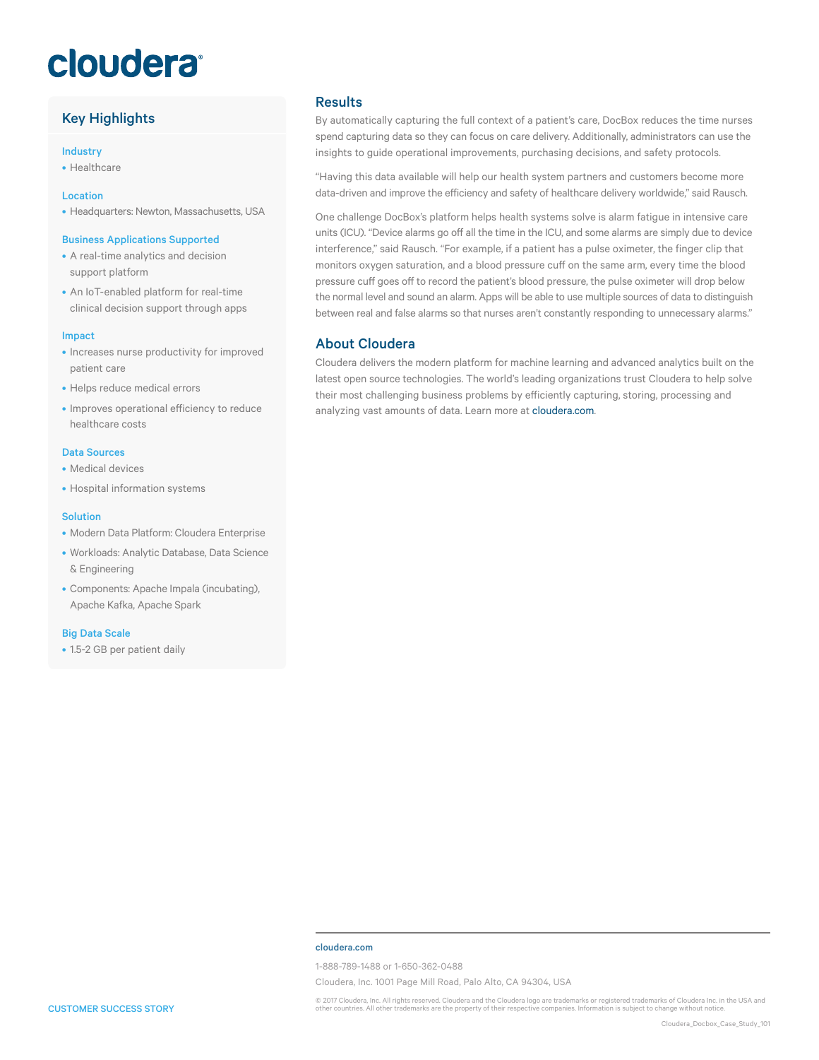cloudera

## Key Highlights

**Industry**
- Healthcare

**Location**
- Headquarters: Newton, Massachusetts, USA

**Business Applications Supported**
- A real-time analytics and decision support platform
- An IoT-enabled platform for real-time clinical decision support through apps

**Impact**
- Increases nurse productivity for improved patient care
- Helps reduce medical errors
- Improves operational efficiency to reduce healthcare costs

**Data Sources**
- Medical devices
- Hospital information systems

**Solution**
- Modern Data Platform: Cloudera Enterprise
- Workloads: Analytic Database, Data Science & Engineering
- Components: Apache Impala (incubating), Apache Kafka, Apache Spark

**Big Data Scale**
- 1.5-2 GB per patient daily

## Results

By automatically capturing the full context of a patient's care, DocBox reduces the time nurses spend capturing data so they can focus on care delivery. Additionally, administrators can use the insights to guide operational improvements, purchasing decisions, and safety protocols.

"Having this data available will help our health system partners and customers become more data-driven and improve the efficiency and safety of healthcare delivery worldwide," said Rausch.

One challenge DocBox's platform helps health systems solve is alarm fatigue in intensive care units (ICU). "Device alarms go off all the time in the ICU, and some alarms are simply due to device interference," said Rausch. "For example, if a patient has a pulse oximeter, the finger clip that monitors oxygen saturation, and a blood pressure cuff on the same arm, every time the blood pressure cuff goes off to record the patient's blood pressure, the pulse oximeter will drop below the normal level and sound an alarm. Apps will be able to use multiple sources of data to distinguish between real and false alarms so that nurses aren't constantly responding to unnecessary alarms."

## About Cloudera

Cloudera delivers the modern platform for machine learning and advanced analytics built on the latest open source technologies. The world's leading organizations trust Cloudera to help solve their most challenging business problems by efficiently capturing, storing, processing and analyzing vast amounts of data. Learn more at cloudera.com.

cloudera.com

1-888-789-1488 or 1-650-362-0488

Cloudera, Inc. 1001 Page Mill Road, Palo Alto, CA 94304, USA

© 2017 Cloudera, Inc. All rights reserved. Cloudera and the Cloudera logo are trademarks or registered trademarks of Cloudera Inc. in the USA and other countries. All other trademarks are the property of their respective companies. Information is subject to change without notice.

CUSTOMER SUCCESS STORY

Cloudera_Docbox_Case_Study_101